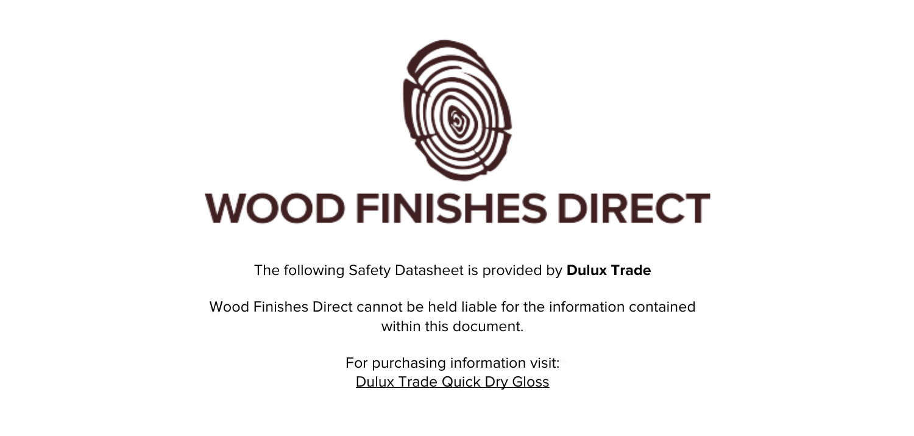# WOOD FINISHES DIRECT

The following Safety Datasheet is provided by **Dulux Trade**

Wood Finishes Direct cannot be held liable for the information contained within this document.

For purchasing information visit:
Dulux Trade Quick Dry Gloss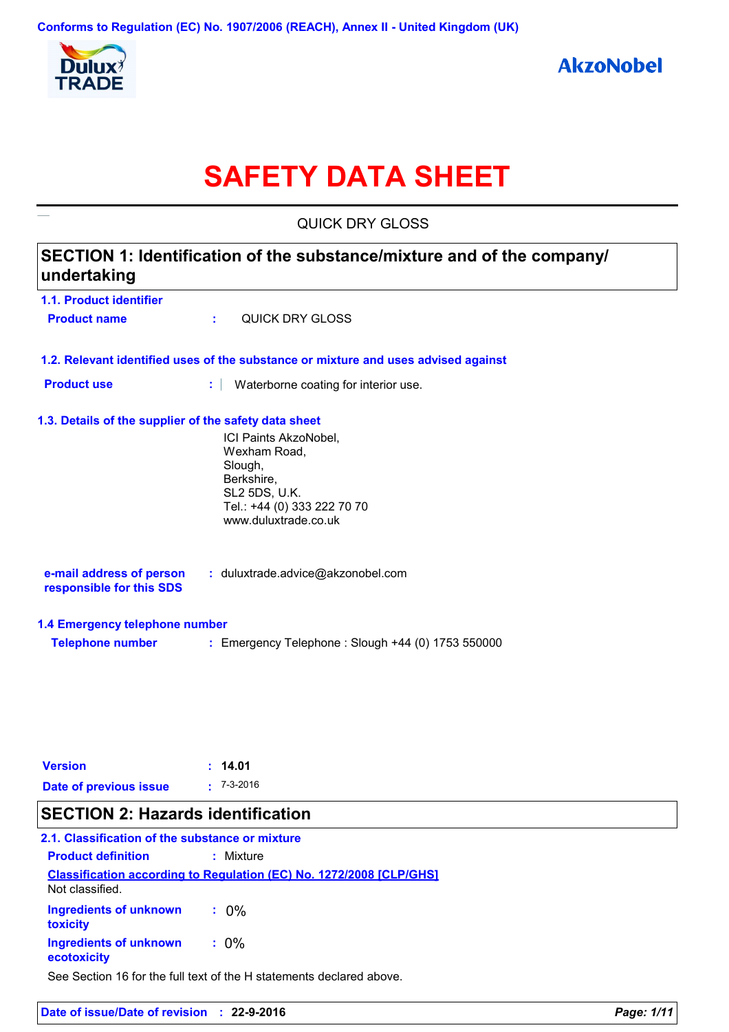Conforms to Regulation (EC) No. 1907/2006 (REACH), Annex II - United Kingdom (UK)

# SAFETY DATA SHEET

QUICK DRY GLOSS

## SECTION 1: Identification of the substance/mixture and of the company/ undertaking

### 1.1. Product identifier

**Product name** : QUICK DRY GLOSS

### 1.2. Relevant identified uses of the substance or mixture and uses advised against

**Product use** : Waterborne coating for interior use.

### 1.3. Details of the supplier of the safety data sheet

ICI Paints AkzoNobel,
Wexham Road,
Slough,
Berkshire,
SL2 5DS, U.K.
Tel.: +44 (0) 333 222 70 70
www.duluxtrade.co.uk

**e-mail address of person responsible for this SDS** : duluxtrade.advice@akzonobel.com

### 1.4 Emergency telephone number

**Telephone number** : Emergency Telephone : Slough +44 (0) 1753 550000

**Version** : **14.01**

**Date of previous issue** : 7-3-2016

## SECTION 2: Hazards identification

### 2.1. Classification of the substance or mixture

**Product definition** : Mixture

**Classification according to Regulation (EC) No. 1272/2008 [CLP/GHS]**

Not classified.

**Ingredients of unknown toxicity** : 0%

**Ingredients of unknown ecotoxicity** : 0%

See Section 16 for the full text of the H statements declared above.

**Date of issue/Date of revision** : **22-9-2016**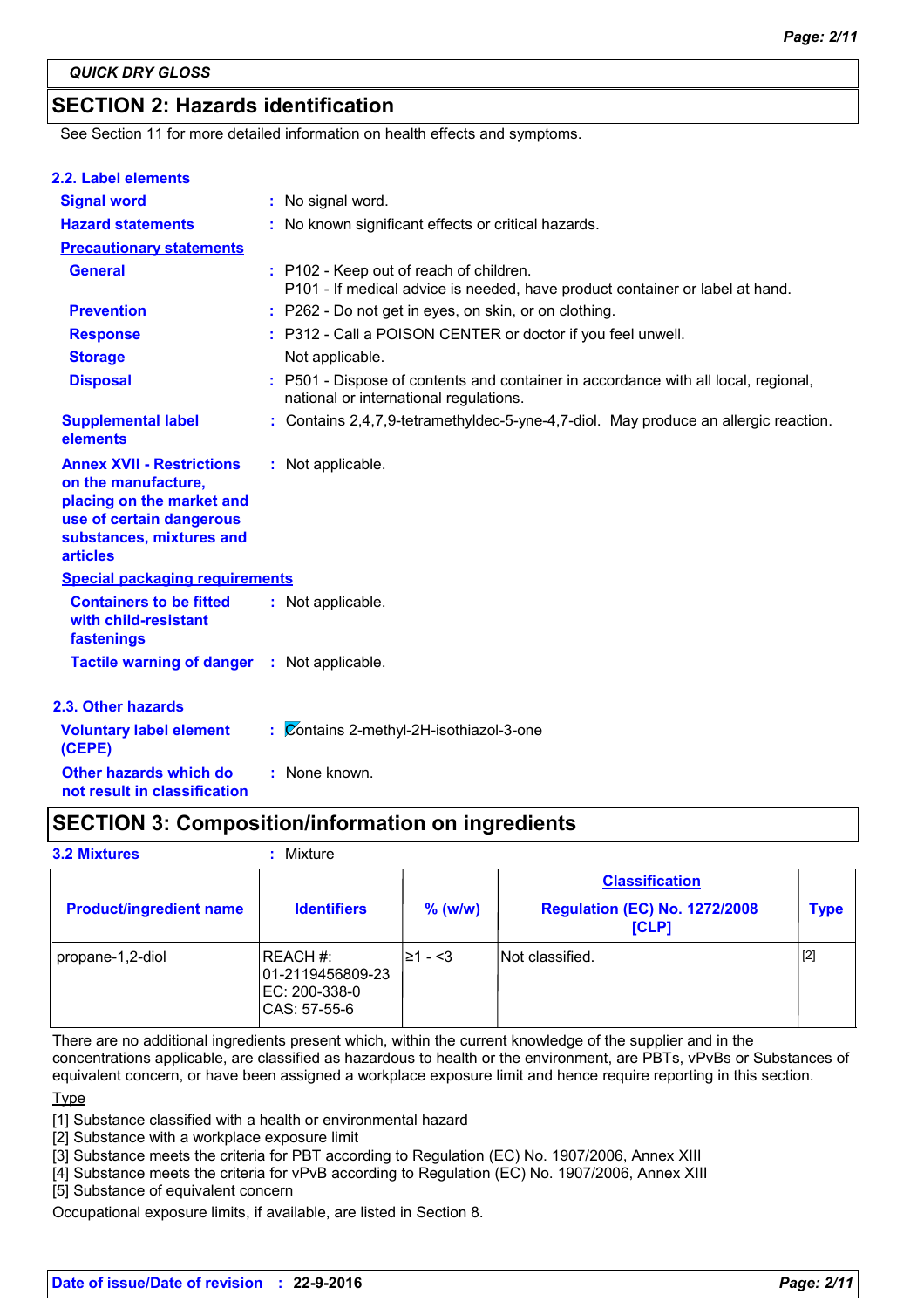QUICK DRY GLOSS

## SECTION 2: Hazards identification

See Section 11 for more detailed information on health effects and symptoms.

### 2.2. Label elements

**Signal word** : No signal word.

**Hazard statements** : No known significant effects or critical hazards.

**Precautionary statements**

**General** : P102 - Keep out of reach of children.
P101 - If medical advice is needed, have product container or label at hand.

**Prevention** : P262 - Do not get in eyes, on skin, or on clothing.

**Response** : P312 - Call a POISON CENTER or doctor if you feel unwell.

**Storage** : Not applicable.

**Disposal** : P501 - Dispose of contents and container in accordance with all local, regional, national or international regulations.

**Supplemental label elements** : Contains 2,4,7,9-tetramethyldec-5-yne-4,7-diol. May produce an allergic reaction.

**Annex XVII - Restrictions on the manufacture, placing on the market and use of certain dangerous substances, mixtures and articles** : Not applicable.

**Special packaging requirements**

**Containers to be fitted with child-resistant fastenings** : Not applicable.

**Tactile warning of danger** : Not applicable.

### 2.3. Other hazards

**Voluntary label element (CEPE)** : Contains 2-methyl-2H-isothiazol-3-one

**Other hazards which do not result in classification** : None known.

## SECTION 3: Composition/information on ingredients

**3.2 Mixtures** : Mixture

| Product/ingredient name | Identifiers | % (w/w) | Classification<br>Regulation (EC) No. 1272/2008 [CLP] | Type |
|---|---|---|---|---|
| propane-1,2-diol | REACH #: 01-2119456809-23<br>EC: 200-338-0<br>CAS: 57-55-6 | ≥1 - <3 | Not classified. | [2] |

There are no additional ingredients present which, within the current knowledge of the supplier and in the concentrations applicable, are classified as hazardous to health or the environment, are PBTs, vPvBs or Substances of equivalent concern, or have been assigned a workplace exposure limit and hence require reporting in this section.

Type

[1] Substance classified with a health or environmental hazard
[2] Substance with a workplace exposure limit
[3] Substance meets the criteria for PBT according to Regulation (EC) No. 1907/2006, Annex XIII
[4] Substance meets the criteria for vPvB according to Regulation (EC) No. 1907/2006, Annex XIII
[5] Substance of equivalent concern

Occupational exposure limits, if available, are listed in Section 8.

**Date of issue/Date of revision** : **22-9-2016**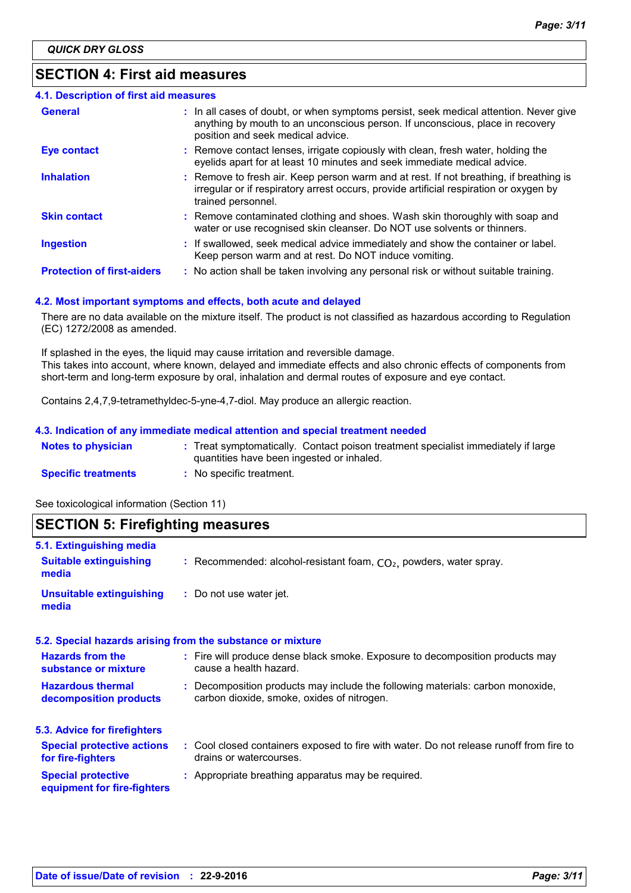QUICK DRY GLOSS

## SECTION 4: First aid measures

### 4.1. Description of first aid measures

| | |
|---|---|
| **General** | : In all cases of doubt, or when symptoms persist, seek medical attention. Never give anything by mouth to an unconscious person. If unconscious, place in recovery position and seek medical advice. |
| **Eye contact** | : Remove contact lenses, irrigate copiously with clean, fresh water, holding the eyelids apart for at least 10 minutes and seek immediate medical advice. |
| **Inhalation** | : Remove to fresh air. Keep person warm and at rest. If not breathing, if breathing is irregular or if respiratory arrest occurs, provide artificial respiration or oxygen by trained personnel. |
| **Skin contact** | : Remove contaminated clothing and shoes. Wash skin thoroughly with soap and water or use recognised skin cleanser. Do NOT use solvents or thinners. |
| **Ingestion** | : If swallowed, seek medical advice immediately and show the container or label. Keep person warm and at rest. Do NOT induce vomiting. |
| **Protection of first-aiders** | : No action shall be taken involving any personal risk or without suitable training. |

### 4.2. Most important symptoms and effects, both acute and delayed

There are no data available on the mixture itself. The product is not classified as hazardous according to Regulation (EC) 1272/2008 as amended.

If splashed in the eyes, the liquid may cause irritation and reversible damage.
This takes into account, where known, delayed and immediate effects and also chronic effects of components from short-term and long-term exposure by oral, inhalation and dermal routes of exposure and eye contact.

Contains 2,4,7,9-tetramethyldec-5-yne-4,7-diol. May produce an allergic reaction.

### 4.3. Indication of any immediate medical attention and special treatment needed

| | |
|---|---|
| **Notes to physician** | : Treat symptomatically. Contact poison treatment specialist immediately if large quantities have been ingested or inhaled. |
| **Specific treatments** | : No specific treatment. |

See toxicological information (Section 11)

## SECTION 5: Firefighting measures

### 5.1. Extinguishing media

| | |
|---|---|
| **Suitable extinguishing media** | : Recommended: alcohol-resistant foam, $CO_2$, powders, water spray. |
| **Unsuitable extinguishing media** | : Do not use water jet. |

### 5.2. Special hazards arising from the substance or mixture

| | |
|---|---|
| **Hazards from the substance or mixture** | : Fire will produce dense black smoke. Exposure to decomposition products may cause a health hazard. |
| **Hazardous thermal decomposition products** | : Decomposition products may include the following materials: carbon monoxide, carbon dioxide, smoke, oxides of nitrogen. |

### 5.3. Advice for firefighters

| | |
|---|---|
| **Special protective actions for fire-fighters** | : Cool closed containers exposed to fire with water. Do not release runoff from fire to drains or watercourses. |
| **Special protective equipment for fire-fighters** | : Appropriate breathing apparatus may be required. |

Date of issue/Date of revision : 22-9-2016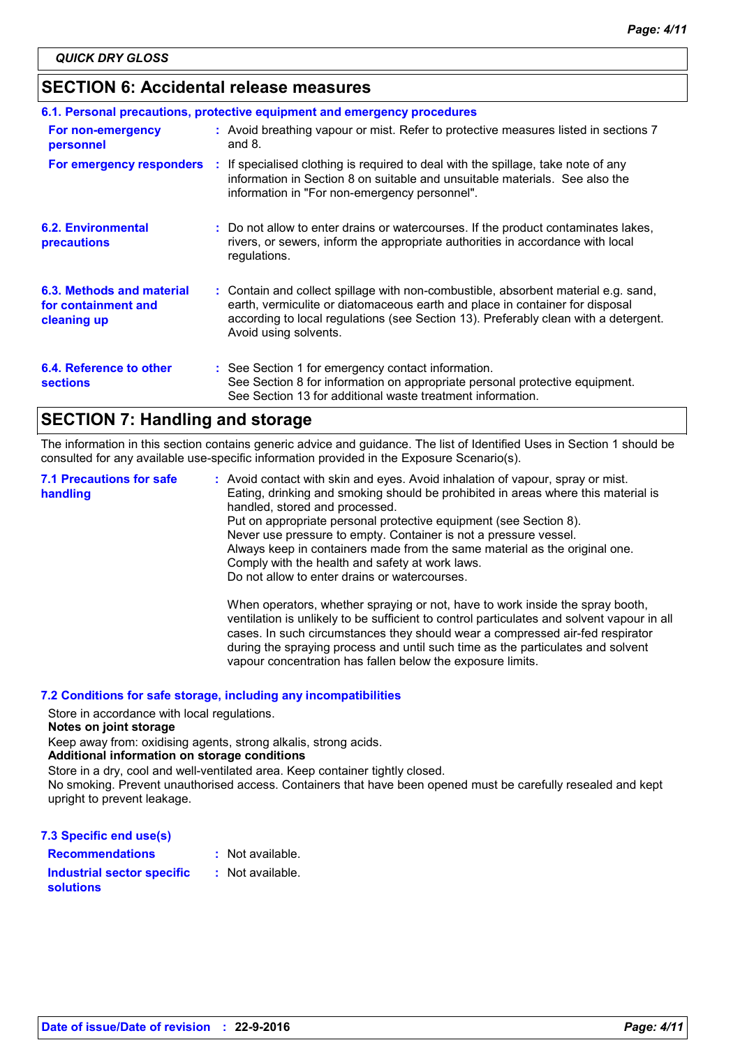QUICK DRY GLOSS

## SECTION 6: Accidental release measures

### 6.1. Personal precautions, protective equipment and emergency procedures

| | | |
|---|---|---|
| **For non-emergency personnel** | : | Avoid breathing vapour or mist. Refer to protective measures listed in sections 7 and 8. |
| **For emergency responders** | : | If specialised clothing is required to deal with the spillage, take note of any information in Section 8 on suitable and unsuitable materials. See also the information in "For non-emergency personnel". |

**6.2. Environmental precautions** : Do not allow to enter drains or watercourses. If the product contaminates lakes, rivers, or sewers, inform the appropriate authorities in accordance with local regulations.

**6.3. Methods and material for containment and cleaning up** : Contain and collect spillage with non-combustible, absorbent material e.g. sand, earth, vermiculite or diatomaceous earth and place in container for disposal according to local regulations (see Section 13). Preferably clean with a detergent. Avoid using solvents.

**6.4. Reference to other sections** : See Section 1 for emergency contact information.
See Section 8 for information on appropriate personal protective equipment.
See Section 13 for additional waste treatment information.

## SECTION 7: Handling and storage

The information in this section contains generic advice and guidance. The list of Identified Uses in Section 1 should be consulted for any available use-specific information provided in the Exposure Scenario(s).

**7.1 Precautions for safe handling** : Avoid contact with skin and eyes. Avoid inhalation of vapour, spray or mist.
Eating, drinking and smoking should be prohibited in areas where this material is handled, stored and processed.
Put on appropriate personal protective equipment (see Section 8).
Never use pressure to empty. Container is not a pressure vessel.
Always keep in containers made from the same material as the original one.
Comply with the health and safety at work laws.
Do not allow to enter drains or watercourses.

When operators, whether spraying or not, have to work inside the spray booth, ventilation is unlikely to be sufficient to control particulates and solvent vapour in all cases. In such circumstances they should wear a compressed air-fed respirator during the spraying process and until such time as the particulates and solvent vapour concentration has fallen below the exposure limits.

### 7.2 Conditions for safe storage, including any incompatibilities

Store in accordance with local regulations.
**Notes on joint storage**
Keep away from: oxidising agents, strong alkalis, strong acids.
**Additional information on storage conditions**
Store in a dry, cool and well-ventilated area. Keep container tightly closed.
No smoking. Prevent unauthorised access. Containers that have been opened must be carefully resealed and kept upright to prevent leakage.

### 7.3 Specific end use(s)

| | | |
|---|---|---|
| **Recommendations** | : | Not available. |
| **Industrial sector specific solutions** | : | Not available. |

**Date of issue/Date of revision** : **22-9-2016**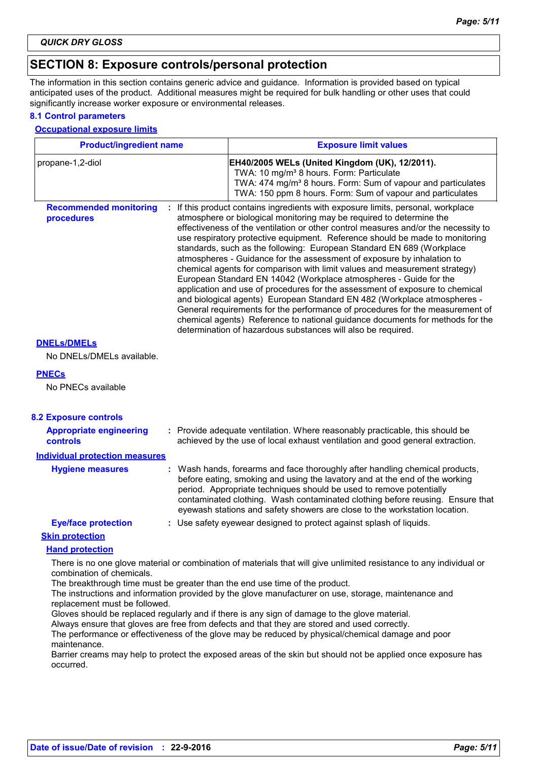## SECTION 8: Exposure controls/personal protection

The information in this section contains generic advice and guidance. Information is provided based on typical anticipated uses of the product. Additional measures might be required for bulk handling or other uses that could significantly increase worker exposure or environmental releases.

### 8.1 Control parameters

**Occupational exposure limits**

| Product/ingredient name | Exposure limit values |
|---|---|
| propane-1,2-diol | **EH40/2005 WELs (United Kingdom (UK), 12/2011).**<br>TWA: 10 mg/m³ 8 hours. Form: Particulate<br>TWA: 474 mg/m³ 8 hours. Form: Sum of vapour and particulates<br>TWA: 150 ppm 8 hours. Form: Sum of vapour and particulates |

**Recommended monitoring procedures** : If this product contains ingredients with exposure limits, personal, workplace atmosphere or biological monitoring may be required to determine the effectiveness of the ventilation or other control measures and/or the necessity to use respiratory protective equipment. Reference should be made to monitoring standards, such as the following: European Standard EN 689 (Workplace atmospheres - Guidance for the assessment of exposure by inhalation to chemical agents for comparison with limit values and measurement strategy) European Standard EN 14042 (Workplace atmospheres - Guide for the application and use of procedures for the assessment of exposure to chemical and biological agents) European Standard EN 482 (Workplace atmospheres - General requirements for the performance of procedures for the measurement of chemical agents) Reference to national guidance documents for methods for the determination of hazardous substances will also be required.

**DNELs/DMELs**

No DNELs/DMELs available.

**PNECs**

No PNECs available

### 8.2 Exposure controls

**Appropriate engineering controls** : Provide adequate ventilation. Where reasonably practicable, this should be achieved by the use of local exhaust ventilation and good general extraction.

**Individual protection measures**

**Hygiene measures** : Wash hands, forearms and face thoroughly after handling chemical products, before eating, smoking and using the lavatory and at the end of the working period. Appropriate techniques should be used to remove potentially contaminated clothing. Wash contaminated clothing before reusing. Ensure that eyewash stations and safety showers are close to the workstation location.

**Eye/face protection** : Use safety eyewear designed to protect against splash of liquids.

**Skin protection**

**Hand protection**

There is no one glove material or combination of materials that will give unlimited resistance to any individual or combination of chemicals.
The breakthrough time must be greater than the end use time of the product.
The instructions and information provided by the glove manufacturer on use, storage, maintenance and replacement must be followed.
Gloves should be replaced regularly and if there is any sign of damage to the glove material.
Always ensure that gloves are free from defects and that they are stored and used correctly.
The performance or effectiveness of the glove may be reduced by physical/chemical damage and poor maintenance.
Barrier creams may help to protect the exposed areas of the skin but should not be applied once exposure has occurred.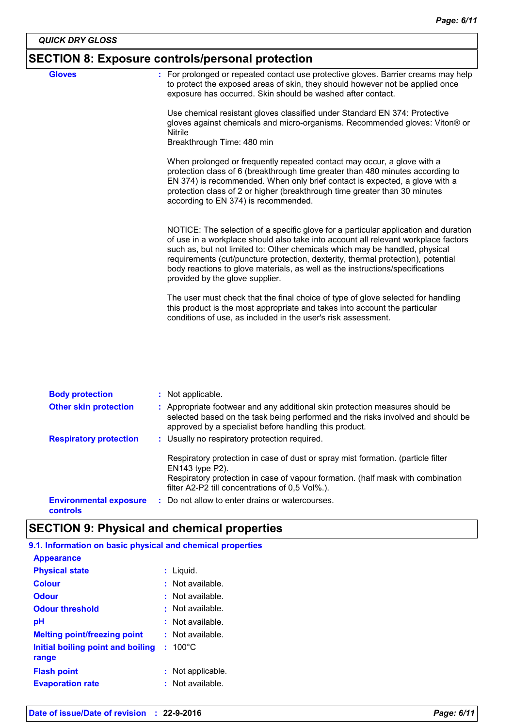## SECTION 8: Exposure controls/personal protection

**Gloves** : For prolonged or repeated contact use protective gloves. Barrier creams may help to protect the exposed areas of skin, they should however not be applied once exposure has occurred. Skin should be washed after contact.

Use chemical resistant gloves classified under Standard EN 374: Protective gloves against chemicals and micro-organisms. Recommended gloves: Viton® or Nitrile
Breakthrough Time: 480 min

When prolonged or frequently repeated contact may occur, a glove with a protection class of 6 (breakthrough time greater than 480 minutes according to EN 374) is recommended. When only brief contact is expected, a glove with a protection class of 2 or higher (breakthrough time greater than 30 minutes according to EN 374) is recommended.

NOTICE: The selection of a specific glove for a particular application and duration of use in a workplace should also take into account all relevant workplace factors such as, but not limited to: Other chemicals which may be handled, physical requirements (cut/puncture protection, dexterity, thermal protection), potential body reactions to glove materials, as well as the instructions/specifications provided by the glove supplier.

The user must check that the final choice of type of glove selected for handling this product is the most appropriate and takes into account the particular conditions of use, as included in the user's risk assessment.

**Body protection** : Not applicable.

**Other skin protection** : Appropriate footwear and any additional skin protection measures should be selected based on the task being performed and the risks involved and should be approved by a specialist before handling this product.

**Respiratory protection** : Usually no respiratory protection required.

Respiratory protection in case of dust or spray mist formation. (particle filter EN143 type P2).
Respiratory protection in case of vapour formation. (half mask with combination filter A2-P2 till concentrations of 0,5 Vol%.).

**Environmental exposure controls** : Do not allow to enter drains or watercourses.

## SECTION 9: Physical and chemical properties

### 9.1. Information on basic physical and chemical properties

**Appearance**

**Physical state** : Liquid.

**Colour** : Not available.

**Odour** : Not available.

**Odour threshold** : Not available.

**pH** : Not available.

**Melting point/freezing point** : Not available.

**Initial boiling point and boiling range** : 100°C

**Flash point** : Not applicable.

**Evaporation rate** : Not available.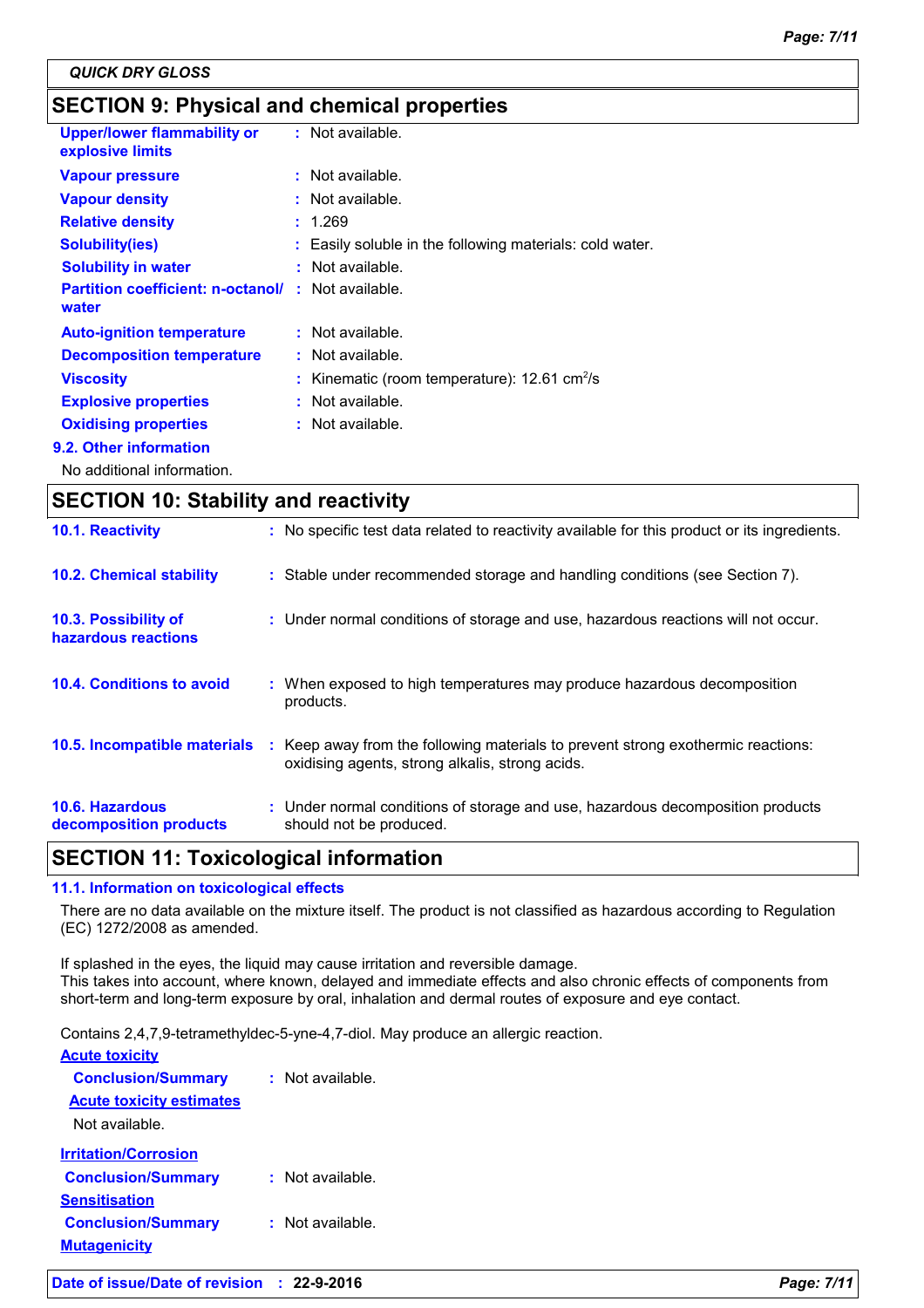QUICK DRY GLOSS

## SECTION 9: Physical and chemical properties

| | |
|---|---|
| **Upper/lower flammability or explosive limits** | : Not available. |
| **Vapour pressure** | : Not available. |
| **Vapour density** | : Not available. |
| **Relative density** | : 1.269 |
| **Solubility(ies)** | : Easily soluble in the following materials: cold water. |
| **Solubility in water** | : Not available. |
| **Partition coefficient: n-octanol/ water** | : Not available. |
| **Auto-ignition temperature** | : Not available. |
| **Decomposition temperature** | : Not available. |
| **Viscosity** | : Kinematic (room temperature): 12.61 $cm^2/s$ |
| **Explosive properties** | : Not available. |
| **Oxidising properties** | : Not available. |

### 9.2. Other information

No additional information.

## SECTION 10: Stability and reactivity

| | |
|---|---|
| **10.1. Reactivity** | : No specific test data related to reactivity available for this product or its ingredients. |
| **10.2. Chemical stability** | : Stable under recommended storage and handling conditions (see Section 7). |
| **10.3. Possibility of hazardous reactions** | : Under normal conditions of storage and use, hazardous reactions will not occur. |
| **10.4. Conditions to avoid** | : When exposed to high temperatures may produce hazardous decomposition products. |
| **10.5. Incompatible materials** | : Keep away from the following materials to prevent strong exothermic reactions: oxidising agents, strong alkalis, strong acids. |
| **10.6. Hazardous decomposition products** | : Under normal conditions of storage and use, hazardous decomposition products should not be produced. |

## SECTION 11: Toxicological information

### 11.1. Information on toxicological effects

There are no data available on the mixture itself. The product is not classified as hazardous according to Regulation (EC) 1272/2008 as amended.

If splashed in the eyes, the liquid may cause irritation and reversible damage.
This takes into account, where known, delayed and immediate effects and also chronic effects of components from short-term and long-term exposure by oral, inhalation and dermal routes of exposure and eye contact.

Contains 2,4,7,9-tetramethyldec-5-yne-4,7-diol. May produce an allergic reaction.

**Acute toxicity**

**Conclusion/Summary** : Not available.

**Acute toxicity estimates**

Not available.

**Irritation/Corrosion**

**Conclusion/Summary** : Not available.

**Sensitisation**

**Conclusion/Summary** : Not available.

**Mutagenicity**

**Date of issue/Date of revision** : **22-9-2016**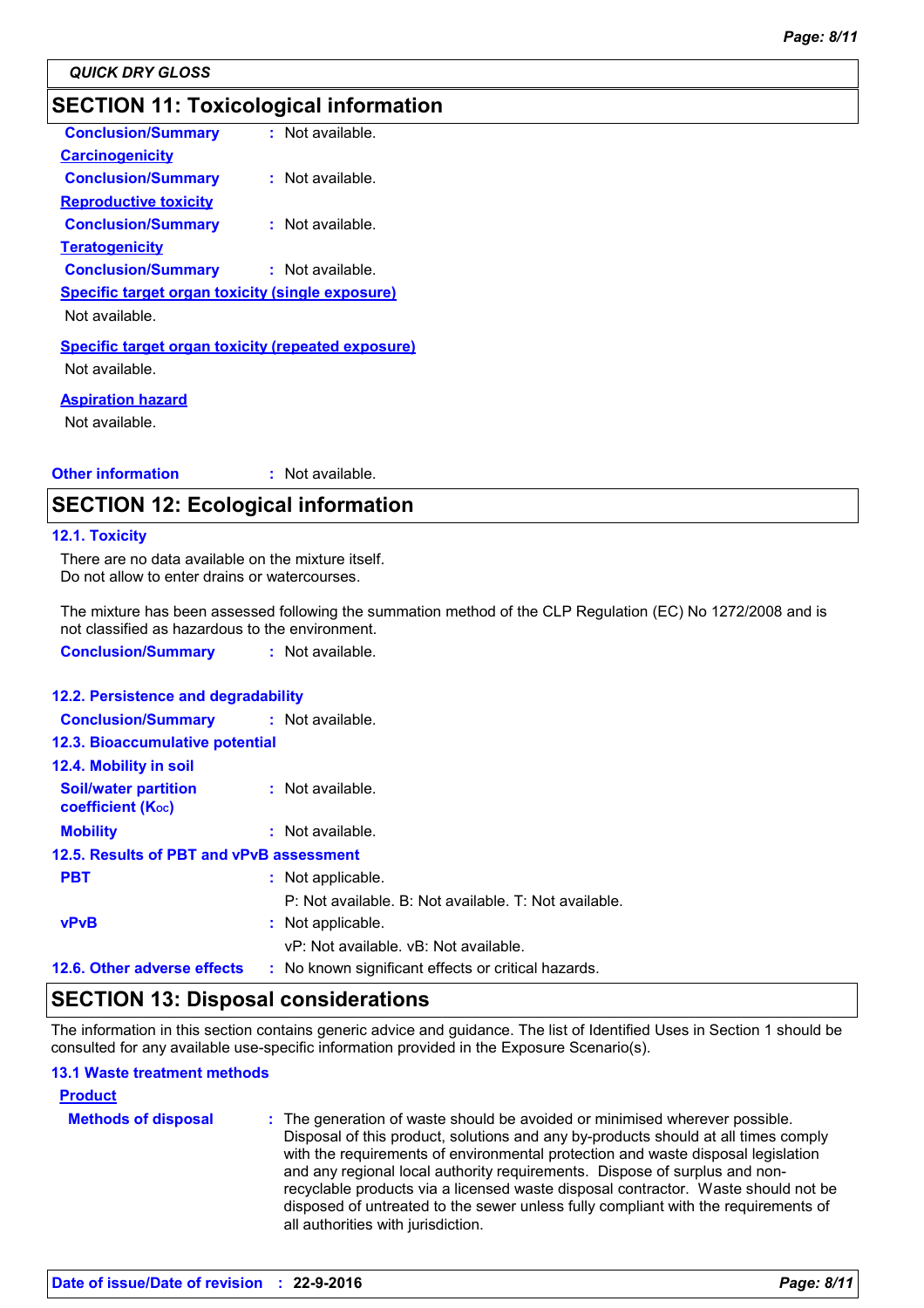## SECTION 11: Toxicological information

**Conclusion/Summary** : Not available.

**Carcinogenicity**

**Conclusion/Summary** : Not available.

**Reproductive toxicity**

**Conclusion/Summary** : Not available.

**Teratogenicity**

**Conclusion/Summary** : Not available.

**Specific target organ toxicity (single exposure)**

Not available.

**Specific target organ toxicity (repeated exposure)**

Not available.

**Aspiration hazard**

Not available.

**Other information** : Not available.

## SECTION 12: Ecological information

### 12.1. Toxicity

There are no data available on the mixture itself.
Do not allow to enter drains or watercourses.

The mixture has been assessed following the summation method of the CLP Regulation (EC) No 1272/2008 and is not classified as hazardous to the environment.

**Conclusion/Summary** : Not available.

### 12.2. Persistence and degradability

**Conclusion/Summary** : Not available.

### 12.3. Bioaccumulative potential

### 12.4. Mobility in soil

**Soil/water partition coefficient ($K_{OC}$)** : Not available.

**Mobility** : Not available.

### 12.5. Results of PBT and vPvB assessment

**PBT** : Not applicable.
P: Not available. B: Not available. T: Not available.

**vPvB** : Not applicable.
vP: Not available. vB: Not available.

### 12.6. Other adverse effects

: No known significant effects or critical hazards.

## SECTION 13: Disposal considerations

The information in this section contains generic advice and guidance. The list of Identified Uses in Section 1 should be consulted for any available use-specific information provided in the Exposure Scenario(s).

### 13.1 Waste treatment methods

**Product**

**Methods of disposal** : The generation of waste should be avoided or minimised wherever possible. Disposal of this product, solutions and any by-products should at all times comply with the requirements of environmental protection and waste disposal legislation and any regional local authority requirements. Dispose of surplus and non-recyclable products via a licensed waste disposal contractor. Waste should not be disposed of untreated to the sewer unless fully compliant with the requirements of all authorities with jurisdiction.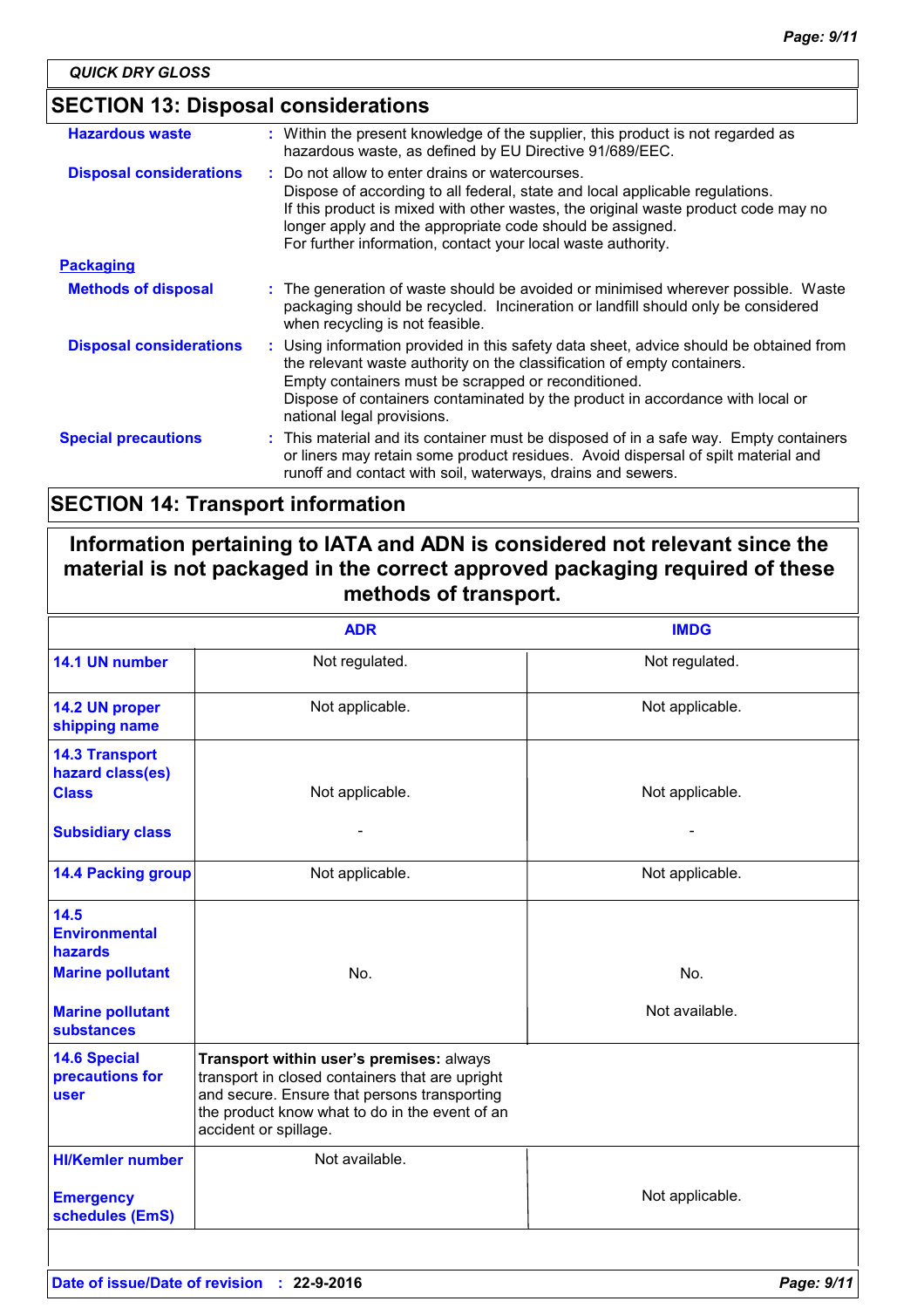QUICK DRY GLOSS

## SECTION 13: Disposal considerations

**Hazardous waste** : Within the present knowledge of the supplier, this product is not regarded as hazardous waste, as defined by EU Directive 91/689/EEC.

**Disposal considerations** : Do not allow to enter drains or watercourses.
Dispose of according to all federal, state and local applicable regulations.
If this product is mixed with other wastes, the original waste product code may no longer apply and the appropriate code should be assigned.
For further information, contact your local waste authority.

**Packaging**

**Methods of disposal** : The generation of waste should be avoided or minimised wherever possible. Waste packaging should be recycled. Incineration or landfill should only be considered when recycling is not feasible.

**Disposal considerations** : Using information provided in this safety data sheet, advice should be obtained from the relevant waste authority on the classification of empty containers.
Empty containers must be scrapped or reconditioned.
Dispose of containers contaminated by the product in accordance with local or national legal provisions.

**Special precautions** : This material and its container must be disposed of in a safe way. Empty containers or liners may retain some product residues. Avoid dispersal of spilt material and runoff and contact with soil, waterways, drains and sewers.

## SECTION 14: Transport information

**Information pertaining to IATA and ADN is considered not relevant since the material is not packaged in the correct approved packaging required of these methods of transport.**

| | ADR | IMDG |
|---|---|---|
| **14.1 UN number** | Not regulated. | Not regulated. |
| **14.2 UN proper shipping name** | Not applicable. | Not applicable. |
| **14.3 Transport hazard class(es)** **Class** | Not applicable. | Not applicable. |
| **Subsidiary class** | - | - |
| **14.4 Packing group** | Not applicable. | Not applicable. |
| **14.5 Environmental hazards** **Marine pollutant** | No. | No. |
| **Marine pollutant substances** | | Not available. |
| **14.6 Special precautions for user** | **Transport within user's premises:** always transport in closed containers that are upright and secure. Ensure that persons transporting the product know what to do in the event of an accident or spillage. | |
| **HI/Kemler number** | Not available. | |
| **Emergency schedules (EmS)** | | Not applicable. |

**Date of issue/Date of revision** : **22-9-2016**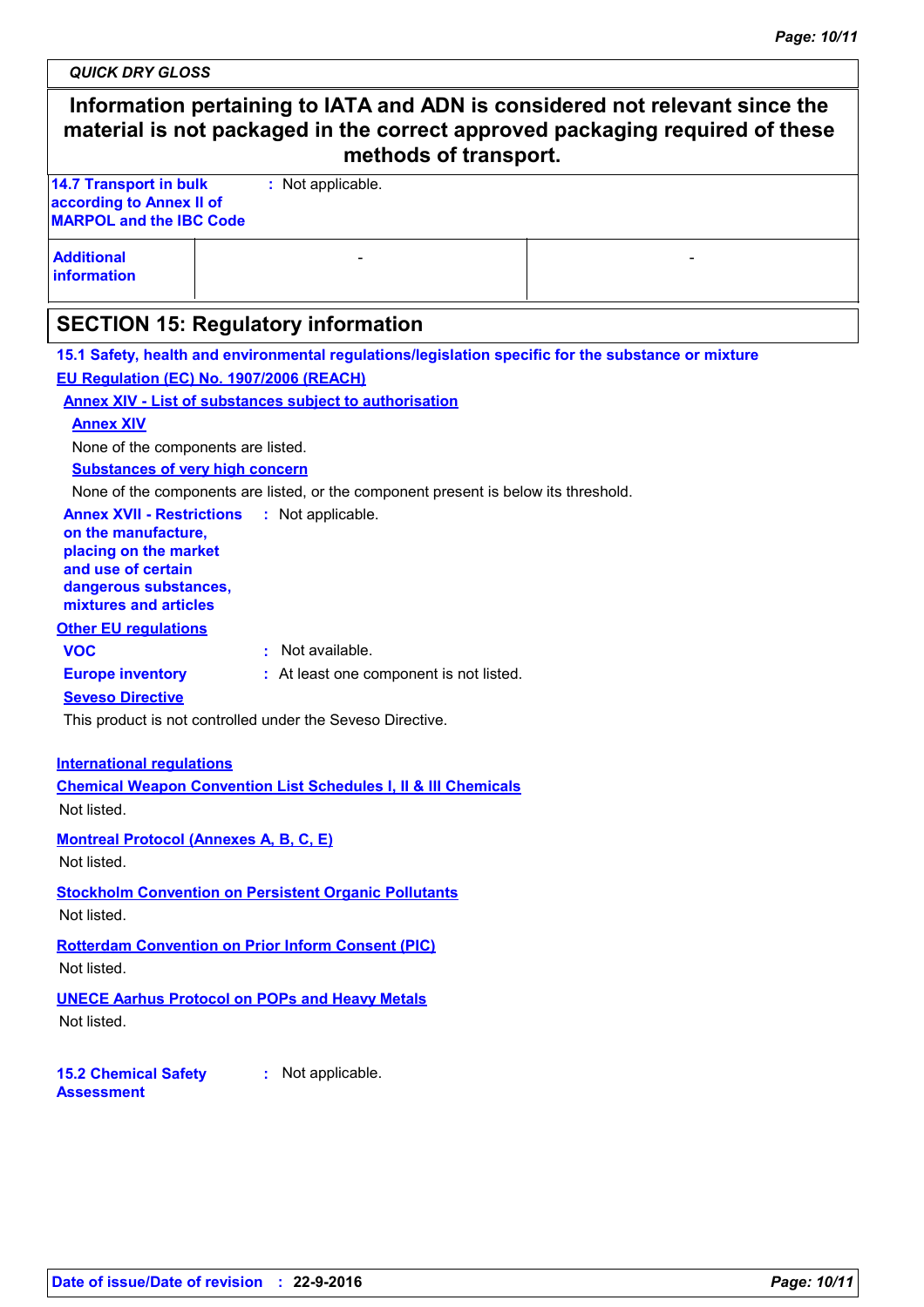**Information pertaining to IATA and ADN is considered not relevant since the material is not packaged in the correct approved packaging required of these methods of transport.**

| | |
|---|---|
| **14.7 Transport in bulk according to Annex II of MARPOL and the IBC Code** | : Not applicable. |

| | | |
|---|---|---|
| **Additional information** | - | - |

## SECTION 15: Regulatory information

**15.1 Safety, health and environmental regulations/legislation specific for the substance or mixture**

**EU Regulation (EC) No. 1907/2006 (REACH)**

**Annex XIV - List of substances subject to authorisation**

**Annex XIV**

None of the components are listed.

**Substances of very high concern**

None of the components are listed, or the component present is below its threshold.

**Annex XVII - Restrictions on the manufacture, placing on the market and use of certain dangerous substances, mixtures and articles** : Not applicable.

**Other EU regulations**

**VOC** : Not available.

**Europe inventory** : At least one component is not listed.

**Seveso Directive**

This product is not controlled under the Seveso Directive.

**International regulations**

**Chemical Weapon Convention List Schedules I, II & III Chemicals**

Not listed.

**Montreal Protocol (Annexes A, B, C, E)**

Not listed.

**Stockholm Convention on Persistent Organic Pollutants**

Not listed.

**Rotterdam Convention on Prior Inform Consent (PIC)**

Not listed.

**UNECE Aarhus Protocol on POPs and Heavy Metals**

Not listed.

**15.2 Chemical Safety Assessment** : Not applicable.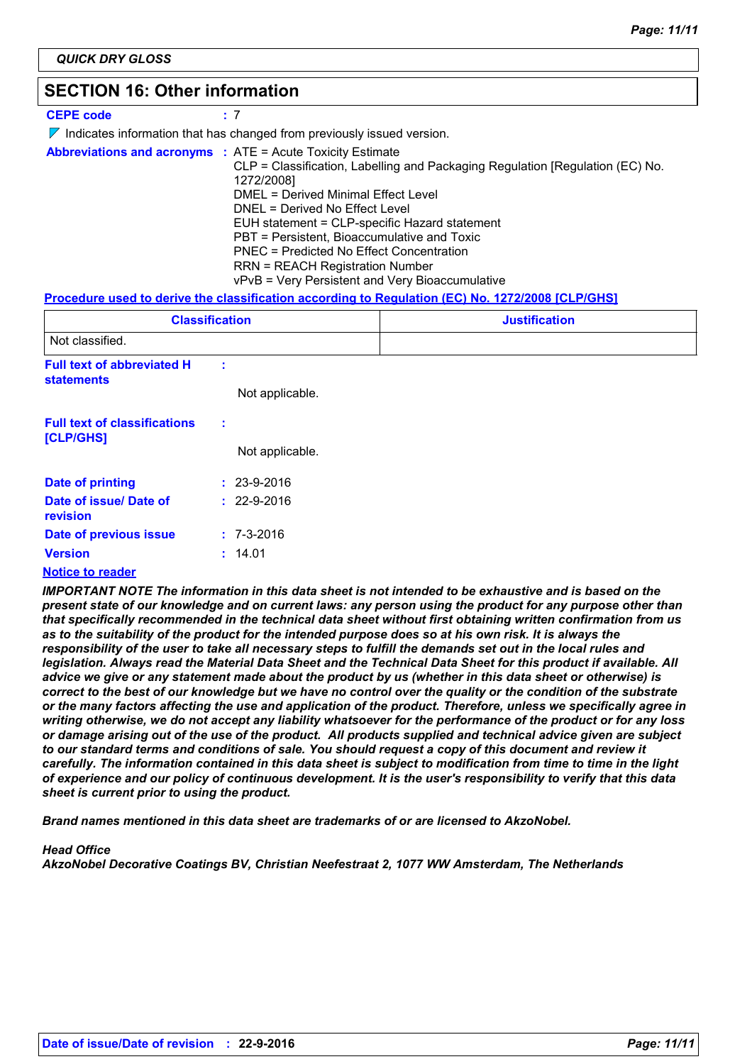QUICK DRY GLOSS

## SECTION 16: Other information

**CEPE code** : 7

Indicates information that has changed from previously issued version.

**Abbreviations and acronyms** : ATE = Acute Toxicity Estimate
CLP = Classification, Labelling and Packaging Regulation [Regulation (EC) No. 1272/2008]
DMEL = Derived Minimal Effect Level
DNEL = Derived No Effect Level
EUH statement = CLP-specific Hazard statement
PBT = Persistent, Bioaccumulative and Toxic
PNEC = Predicted No Effect Concentration
RRN = REACH Registration Number
vPvB = Very Persistent and Very Bioaccumulative

**Procedure used to derive the classification according to Regulation (EC) No. 1272/2008 [CLP/GHS]**

| Classification | Justification |
| --- | --- |
| Not classified. | |

**Full text of abbreviated H statements** :

Not applicable.

**Full text of classifications [CLP/GHS]** :

Not applicable.

**Date of printing** : 23-9-2016

**Date of issue/ Date of revision** : 22-9-2016

**Date of previous issue** : 7-3-2016

**Version** : 14.01

**Notice to reader**

***IMPORTANT NOTE The information in this data sheet is not intended to be exhaustive and is based on the present state of our knowledge and on current laws: any person using the product for any purpose other than that specifically recommended in the technical data sheet without first obtaining written confirmation from us as to the suitability of the product for the intended purpose does so at his own risk. It is always the responsibility of the user to take all necessary steps to fulfill the demands set out in the local rules and legislation. Always read the Material Data Sheet and the Technical Data Sheet for this product if available. All advice we give or any statement made about the product by us (whether in this data sheet or otherwise) is correct to the best of our knowledge but we have no control over the quality or the condition of the substrate or the many factors affecting the use and application of the product. Therefore, unless we specifically agree in writing otherwise, we do not accept any liability whatsoever for the performance of the product or for any loss or damage arising out of the use of the product. All products supplied and technical advice given are subject to our standard terms and conditions of sale. You should request a copy of this document and review it carefully. The information contained in this data sheet is subject to modification from time to time in the light of experience and our policy of continuous development. It is the user's responsibility to verify that this data sheet is current prior to using the product.***

***Brand names mentioned in this data sheet are trademarks of or are licensed to AkzoNobel.***

***Head Office***
***AkzoNobel Decorative Coatings BV, Christian Neefestraat 2, 1077 WW Amsterdam, The Netherlands***